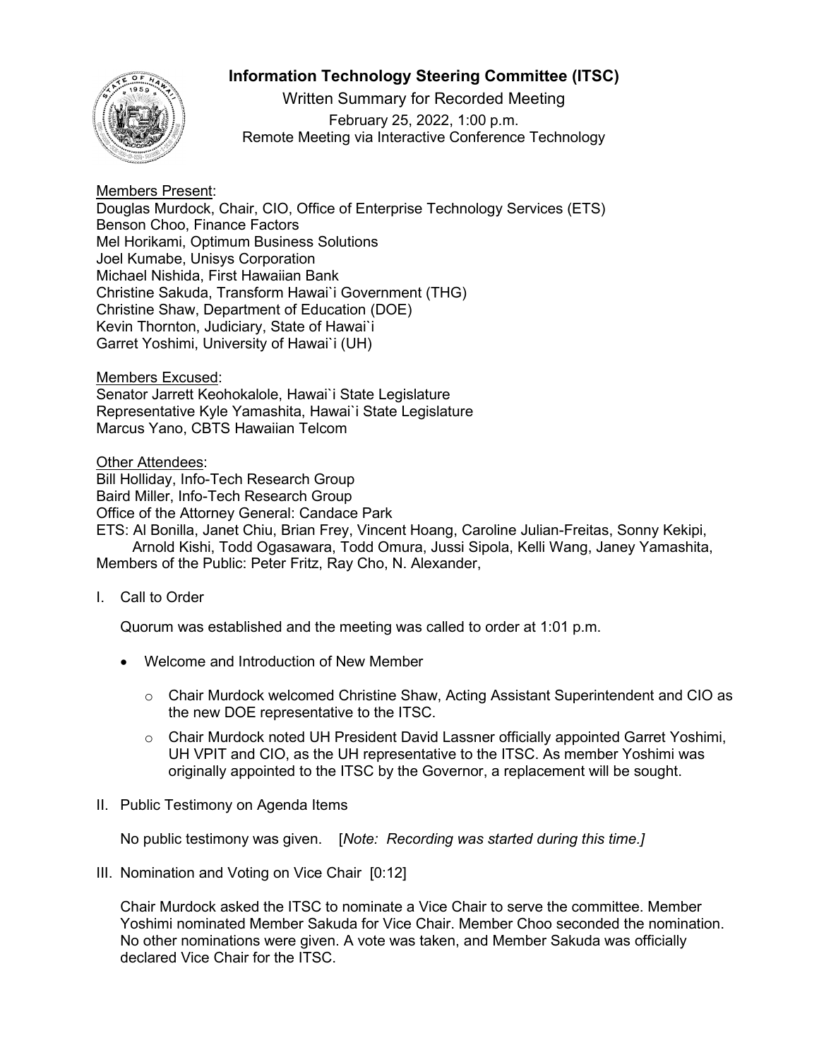# Information Technology Steering Committee (ITSC)

Written Summary for Recorded Meeting
February 25, 2022, 1:00 p.m.
Remote Meeting via Interactive Conference Technology

Members Present:
Douglas Murdock, Chair, CIO, Office of Enterprise Technology Services (ETS)
Benson Choo, Finance Factors
Mel Horikami, Optimum Business Solutions
Joel Kumabe, Unisys Corporation
Michael Nishida, First Hawaiian Bank
Christine Sakuda, Transform Hawai`i Government (THG)
Christine Shaw, Department of Education (DOE)
Kevin Thornton, Judiciary, State of Hawai`i
Garret Yoshimi, University of Hawai`i (UH)

Members Excused:
Senator Jarrett Keohokalole, Hawai`i State Legislature
Representative Kyle Yamashita, Hawai`i State Legislature
Marcus Yano, CBTS Hawaiian Telcom

Other Attendees:
Bill Holliday, Info-Tech Research Group
Baird Miller, Info-Tech Research Group
Office of the Attorney General: Candace Park
ETS: Al Bonilla, Janet Chiu, Brian Frey, Vincent Hoang, Caroline Julian-Freitas, Sonny Kekipi, Arnold Kishi, Todd Ogasawara, Todd Omura, Jussi Sipola, Kelli Wang, Janey Yamashita,
Members of the Public: Peter Fritz, Ray Cho, N. Alexander,

I. Call to Order

Quorum was established and the meeting was called to order at 1:01 p.m.

- Welcome and Introduction of New Member
  - Chair Murdock welcomed Christine Shaw, Acting Assistant Superintendent and CIO as the new DOE representative to the ITSC.
  - Chair Murdock noted UH President David Lassner officially appointed Garret Yoshimi, UH VPIT and CIO, as the UH representative to the ITSC. As member Yoshimi was originally appointed to the ITSC by the Governor, a replacement will be sought.

II. Public Testimony on Agenda Items

No public testimony was given. [*Note: Recording was started during this time.]*

III. Nomination and Voting on Vice Chair [0:12]

Chair Murdock asked the ITSC to nominate a Vice Chair to serve the committee. Member Yoshimi nominated Member Sakuda for Vice Chair. Member Choo seconded the nomination. No other nominations were given. A vote was taken, and Member Sakuda was officially declared Vice Chair for the ITSC.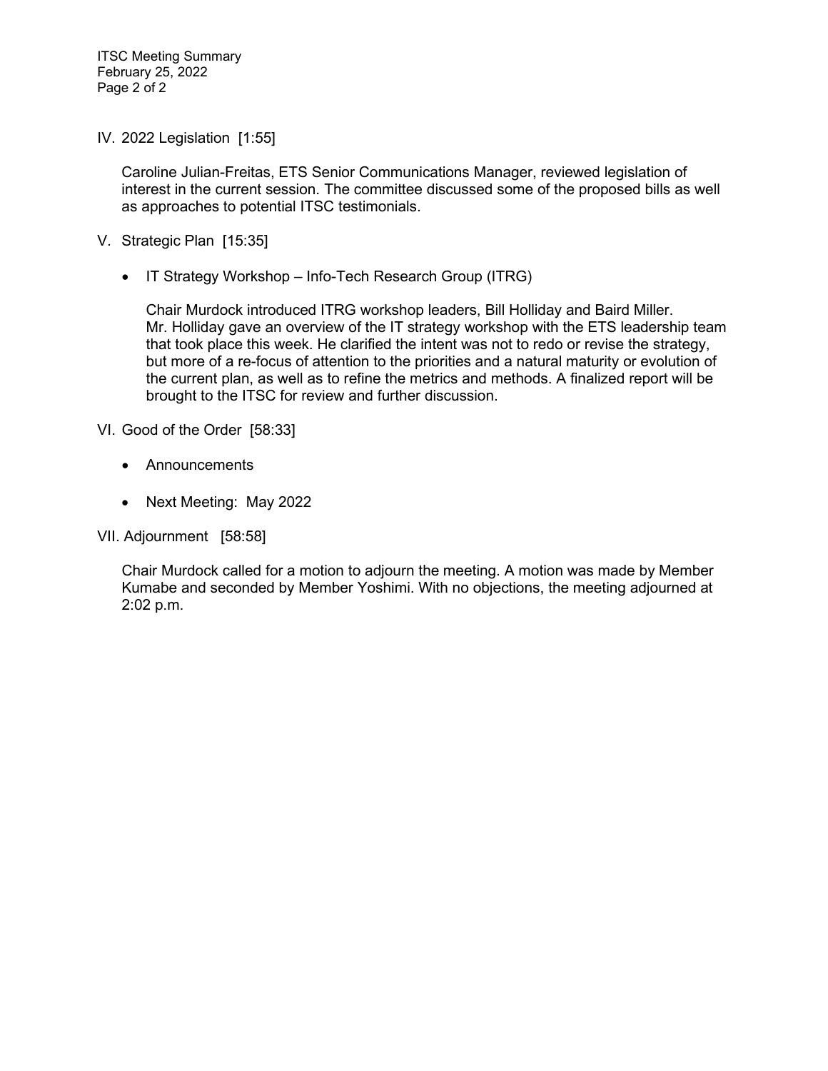## IV. 2022 Legislation [1:55]

Caroline Julian-Freitas, ETS Senior Communications Manager, reviewed legislation of interest in the current session. The committee discussed some of the proposed bills as well as approaches to potential ITSC testimonials.

## V. Strategic Plan [15:35]

- IT Strategy Workshop – Info-Tech Research Group (ITRG)

  Chair Murdock introduced ITRG workshop leaders, Bill Holliday and Baird Miller. Mr. Holliday gave an overview of the IT strategy workshop with the ETS leadership team that took place this week. He clarified the intent was not to redo or revise the strategy, but more of a re-focus of attention to the priorities and a natural maturity or evolution of the current plan, as well as to refine the metrics and methods. A finalized report will be brought to the ITSC for review and further discussion.

## VI. Good of the Order [58:33]

- Announcements
- Next Meeting: May 2022

## VII. Adjournment [58:58]

Chair Murdock called for a motion to adjourn the meeting. A motion was made by Member Kumabe and seconded by Member Yoshimi. With no objections, the meeting adjourned at 2:02 p.m.